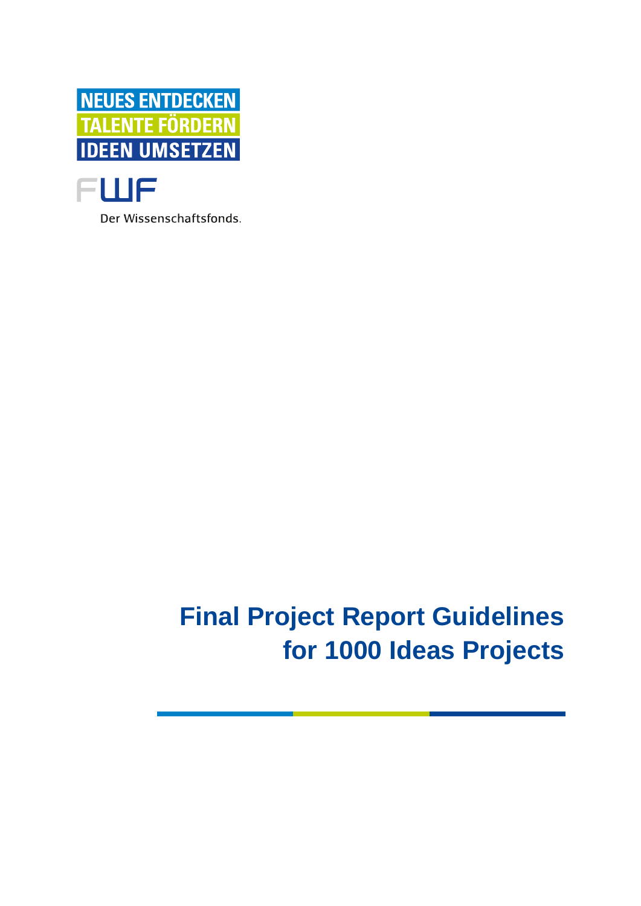NEUES ENTDECKEN
TALENTE FÖRDERN
IDEEN UMSETZEN

FWF

Der Wissenschaftsfonds.

# Final Project Report Guidelines for 1000 Ideas Projects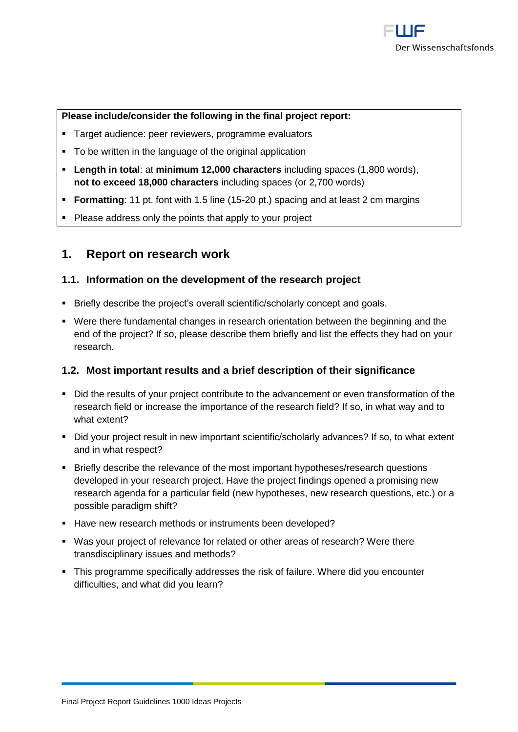**Please include/consider the following in the final project report:**

- Target audience: peer reviewers, programme evaluators
- To be written in the language of the original application
- **Length in total**: at **minimum 12,000 characters** including spaces (1,800 words), **not to exceed 18,000 characters** including spaces (or 2,700 words)
- **Formatting**: 11 pt. font with 1.5 line (15-20 pt.) spacing and at least 2 cm margins
- Please address only the points that apply to your project

## 1. Report on research work

### 1.1. Information on the development of the research project

- Briefly describe the project's overall scientific/scholarly concept and goals.
- Were there fundamental changes in research orientation between the beginning and the end of the project? If so, please describe them briefly and list the effects they had on your research.

### 1.2. Most important results and a brief description of their significance

- Did the results of your project contribute to the advancement or even transformation of the research field or increase the importance of the research field? If so, in what way and to what extent?
- Did your project result in new important scientific/scholarly advances? If so, to what extent and in what respect?
- Briefly describe the relevance of the most important hypotheses/research questions developed in your research project. Have the project findings opened a promising new research agenda for a particular field (new hypotheses, new research questions, etc.) or a possible paradigm shift?
- Have new research methods or instruments been developed?
- Was your project of relevance for related or other areas of research? Were there transdisciplinary issues and methods?
- This programme specifically addresses the risk of failure. Where did you encounter difficulties, and what did you learn?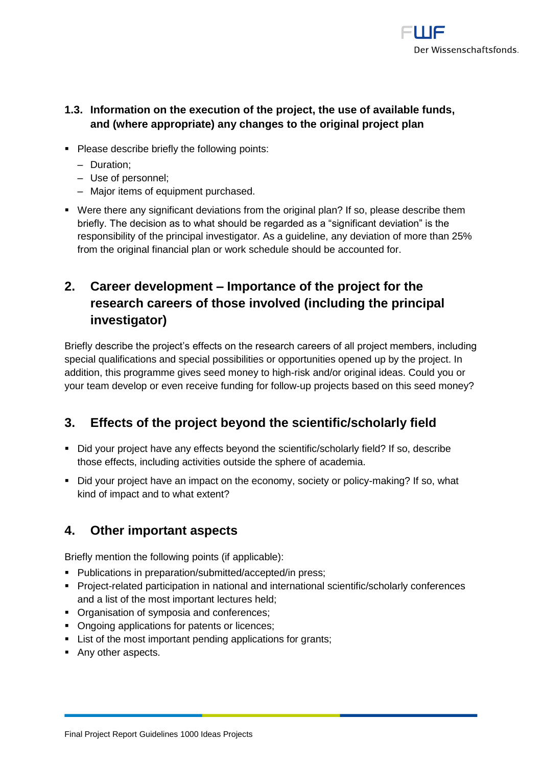### 1.3. Information on the execution of the project, the use of available funds, and (where appropriate) any changes to the original project plan

- Please describe briefly the following points:
  - Duration;
  - Use of personnel;
  - Major items of equipment purchased.
- Were there any significant deviations from the original plan? If so, please describe them briefly. The decision as to what should be regarded as a “significant deviation” is the responsibility of the principal investigator. As a guideline, any deviation of more than 25% from the original financial plan or work schedule should be accounted for.

## 2. Career development – Importance of the project for the research careers of those involved (including the principal investigator)

Briefly describe the project’s effects on the research careers of all project members, including special qualifications and special possibilities or opportunities opened up by the project. In addition, this programme gives seed money to high-risk and/or original ideas. Could you or your team develop or even receive funding for follow-up projects based on this seed money?

## 3. Effects of the project beyond the scientific/scholarly field

- Did your project have any effects beyond the scientific/scholarly field? If so, describe those effects, including activities outside the sphere of academia.
- Did your project have an impact on the economy, society or policy-making? If so, what kind of impact and to what extent?

## 4. Other important aspects

Briefly mention the following points (if applicable):

- Publications in preparation/submitted/accepted/in press;
- Project-related participation in national and international scientific/scholarly conferences and a list of the most important lectures held;
- Organisation of symposia and conferences;
- Ongoing applications for patents or licences;
- List of the most important pending applications for grants;
- Any other aspects.